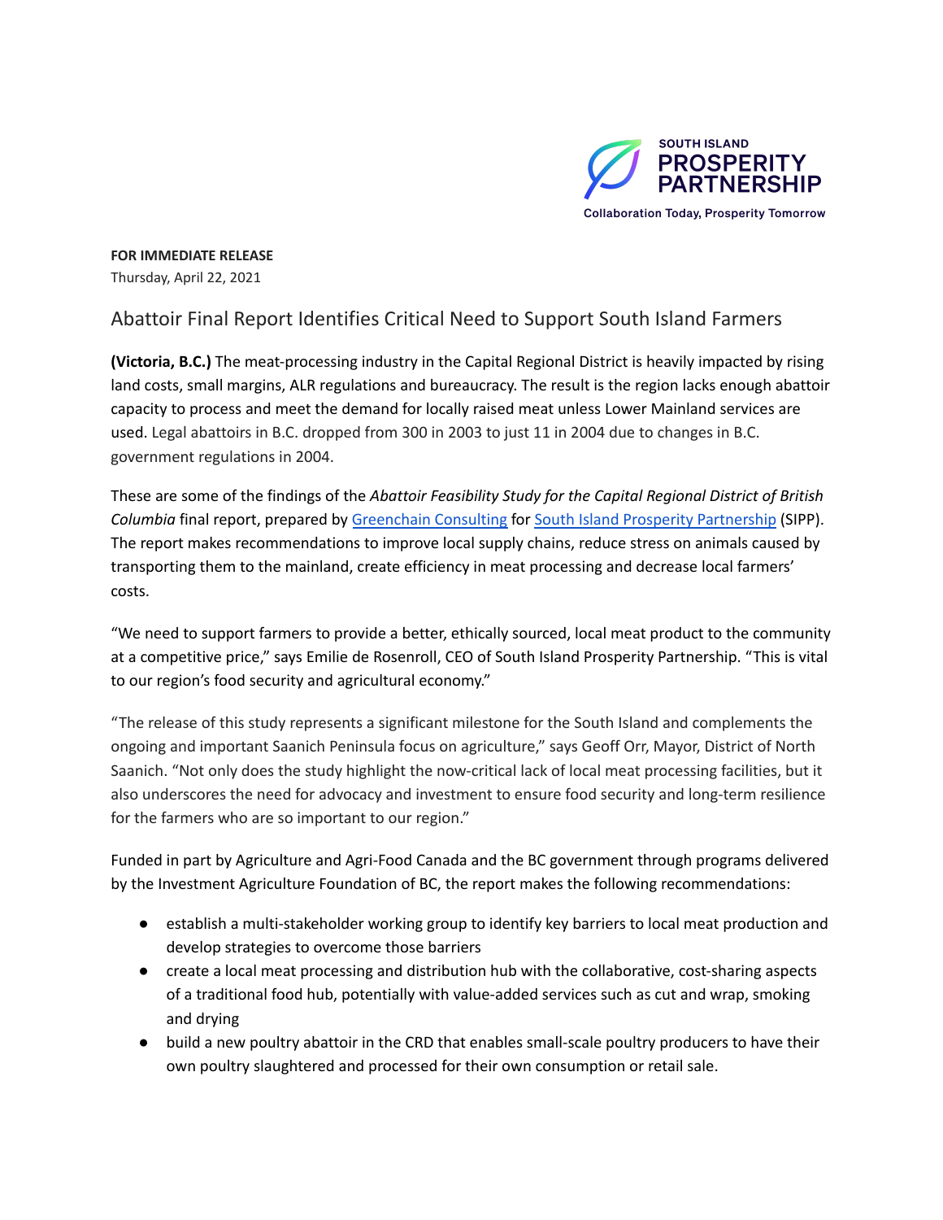SOUTH ISLAND PROSPERITY PARTNERSHIP

Collaboration Today, Prosperity Tomorrow

**FOR IMMEDIATE RELEASE**
Thursday, April 22, 2021

# Abattoir Final Report Identifies Critical Need to Support South Island Farmers

**(Victoria, B.C.)** The meat-processing industry in the Capital Regional District is heavily impacted by rising land costs, small margins, ALR regulations and bureaucracy. The result is the region lacks enough abattoir capacity to process and meet the demand for locally raised meat unless Lower Mainland services are used. Legal abattoirs in B.C. dropped from 300 in 2003 to just 11 in 2004 due to changes in B.C. government regulations in 2004.

These are some of the findings of the *Abattoir Feasibility Study for the Capital Regional District of British Columbia* final report, prepared by Greenchain Consulting for South Island Prosperity Partnership (SIPP). The report makes recommendations to improve local supply chains, reduce stress on animals caused by transporting them to the mainland, create efficiency in meat processing and decrease local farmers' costs.

"We need to support farmers to provide a better, ethically sourced, local meat product to the community at a competitive price," says Emilie de Rosenroll, CEO of South Island Prosperity Partnership. "This is vital to our region's food security and agricultural economy."

"The release of this study represents a significant milestone for the South Island and complements the ongoing and important Saanich Peninsula focus on agriculture," says Geoff Orr, Mayor, District of North Saanich. "Not only does the study highlight the now-critical lack of local meat processing facilities, but it also underscores the need for advocacy and investment to ensure food security and long-term resilience for the farmers who are so important to our region."

Funded in part by Agriculture and Agri-Food Canada and the BC government through programs delivered by the Investment Agriculture Foundation of BC, the report makes the following recommendations:

- establish a multi-stakeholder working group to identify key barriers to local meat production and develop strategies to overcome those barriers
- create a local meat processing and distribution hub with the collaborative, cost-sharing aspects of a traditional food hub, potentially with value-added services such as cut and wrap, smoking and drying
- build a new poultry abattoir in the CRD that enables small-scale poultry producers to have their own poultry slaughtered and processed for their own consumption or retail sale.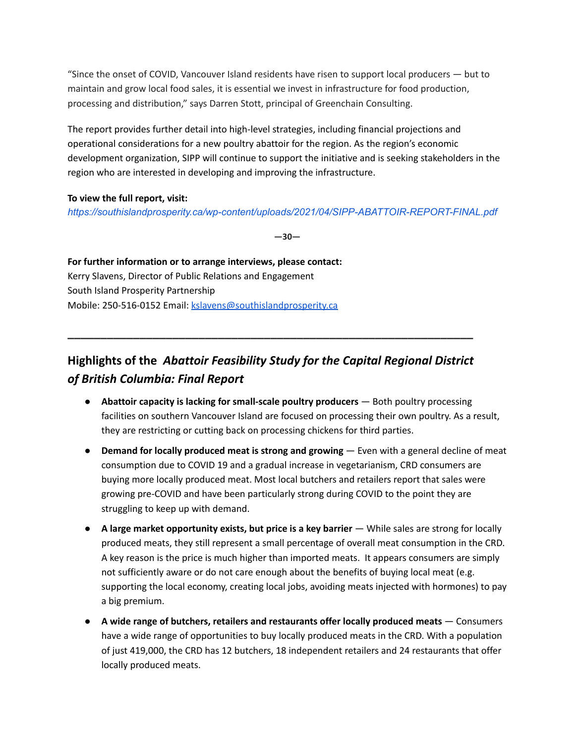"Since the onset of COVID, Vancouver Island residents have risen to support local producers — but to maintain and grow local food sales, it is essential we invest in infrastructure for food production, processing and distribution," says Darren Stott, principal of Greenchain Consulting.

The report provides further detail into high-level strategies, including financial projections and operational considerations for a new poultry abattoir for the region. As the region's economic development organization, SIPP will continue to support the initiative and is seeking stakeholders in the region who are interested in developing and improving the infrastructure.

**To view the full report, visit:**
*https://southislandprosperity.ca/wp-content/uploads/2021/04/SIPP-ABATTOIR-REPORT-FINAL.pdf*

**—30—**

**For further information or to arrange interviews, please contact:**
Kerry Slavens, Director of Public Relations and Engagement
South Island Prosperity Partnership
Mobile: 250-516-0152 Email: kslavens@southislandprosperity.ca

---

## Highlights of the *Abattoir Feasibility Study for the Capital Regional District of British Columbia: Final Report*

- **Abattoir capacity is lacking for small-scale poultry producers** — Both poultry processing facilities on southern Vancouver Island are focused on processing their own poultry. As a result, they are restricting or cutting back on processing chickens for third parties.
- **Demand for locally produced meat is strong and growing** — Even with a general decline of meat consumption due to COVID 19 and a gradual increase in vegetarianism, CRD consumers are buying more locally produced meat. Most local butchers and retailers report that sales were growing pre-COVID and have been particularly strong during COVID to the point they are struggling to keep up with demand.
- **A large market opportunity exists, but price is a key barrier** — While sales are strong for locally produced meats, they still represent a small percentage of overall meat consumption in the CRD. A key reason is the price is much higher than imported meats. It appears consumers are simply not sufficiently aware or do not care enough about the benefits of buying local meat (e.g. supporting the local economy, creating local jobs, avoiding meats injected with hormones) to pay a big premium.
- **A wide range of butchers, retailers and restaurants offer locally produced meats** — Consumers have a wide range of opportunities to buy locally produced meats in the CRD. With a population of just 419,000, the CRD has 12 butchers, 18 independent retailers and 24 restaurants that offer locally produced meats.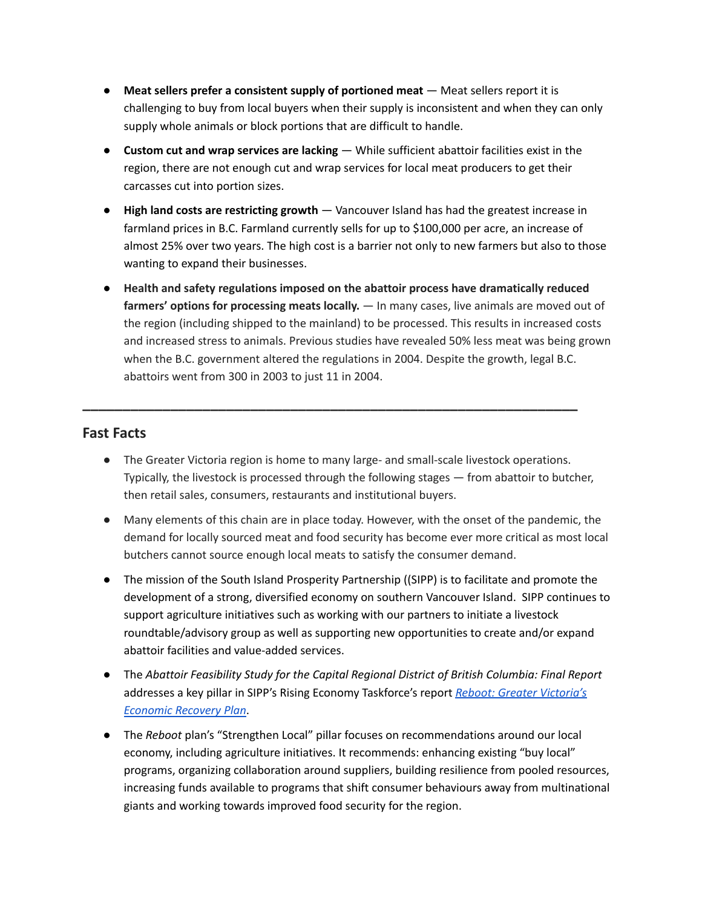- **Meat sellers prefer a consistent supply of portioned meat** — Meat sellers report it is challenging to buy from local buyers when their supply is inconsistent and when they can only supply whole animals or block portions that are difficult to handle.
- **Custom cut and wrap services are lacking** — While sufficient abattoir facilities exist in the region, there are not enough cut and wrap services for local meat producers to get their carcasses cut into portion sizes.
- **High land costs are restricting growth** — Vancouver Island has had the greatest increase in farmland prices in B.C. Farmland currently sells for up to $100,000 per acre, an increase of almost 25% over two years. The high cost is a barrier not only to new farmers but also to those wanting to expand their businesses.
- **Health and safety regulations imposed on the abattoir process have dramatically reduced farmers' options for processing meats locally.** — In many cases, live animals are moved out of the region (including shipped to the mainland) to be processed. This results in increased costs and increased stress to animals. Previous studies have revealed 50% less meat was being grown when the B.C. government altered the regulations in 2004. Despite the growth, legal B.C. abattoirs went from 300 in 2003 to just 11 in 2004.

---

## Fast Facts

- The Greater Victoria region is home to many large- and small-scale livestock operations. Typically, the livestock is processed through the following stages — from abattoir to butcher, then retail sales, consumers, restaurants and institutional buyers.
- Many elements of this chain are in place today. However, with the onset of the pandemic, the demand for locally sourced meat and food security has become ever more critical as most local butchers cannot source enough local meats to satisfy the consumer demand.
- The mission of the South Island Prosperity Partnership ((SIPP) is to facilitate and promote the development of a strong, diversified economy on southern Vancouver Island. SIPP continues to support agriculture initiatives such as working with our partners to initiate a livestock roundtable/advisory group as well as supporting new opportunities to create and/or expand abattoir facilities and value-added services.
- The *Abattoir Feasibility Study for the Capital Regional District of British Columbia: Final Report* addresses a key pillar in SIPP's Rising Economy Taskforce's report *Reboot: Greater Victoria's Economic Recovery Plan*.
- The *Reboot* plan's "Strengthen Local" pillar focuses on recommendations around our local economy, including agriculture initiatives. It recommends: enhancing existing "buy local" programs, organizing collaboration around suppliers, building resilience from pooled resources, increasing funds available to programs that shift consumer behaviours away from multinational giants and working towards improved food security for the region.